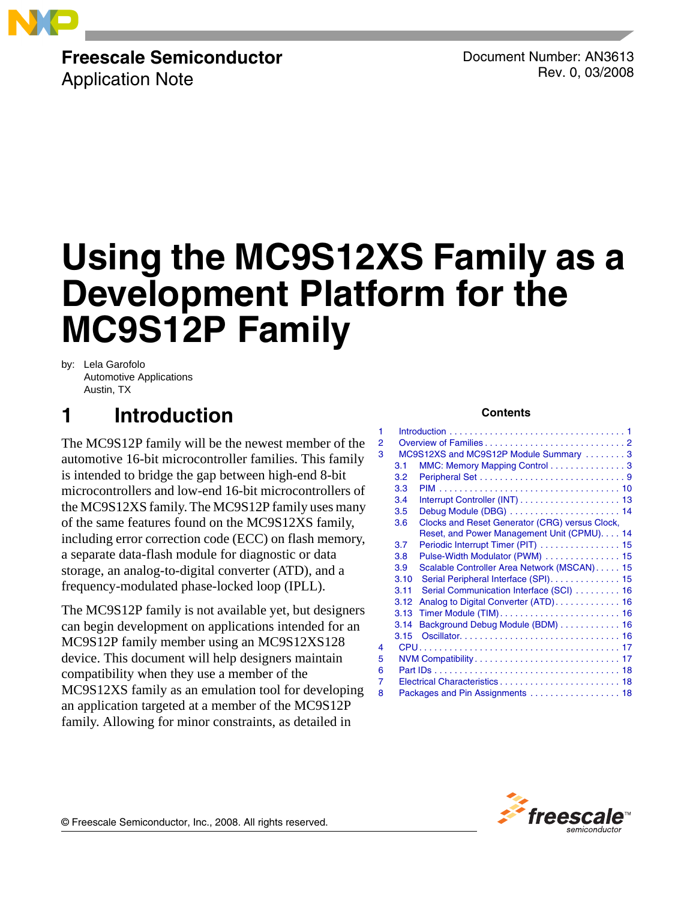**Freescale Semiconductor**
Application Note

Document Number: AN3613
Rev. 0, 03/2008

# Using the MC9S12XS Family as a Development Platform for the MC9S12P Family

by: Lela Garofolo
Automotive Applications
Austin, TX

## 1 Introduction

The MC9S12P family will be the newest member of the automotive 16-bit microcontroller families. This family is intended to bridge the gap between high-end 8-bit microcontrollers and low-end 16-bit microcontrollers of the MC9S12XS family. The MC9S12P family uses many of the same features found on the MC9S12XS family, including error correction code (ECC) on flash memory, a separate data-flash module for diagnostic or data storage, an analog-to-digital converter (ATD), and a frequency-modulated phase-locked loop (IPLL).

The MC9S12P family is not available yet, but designers can begin development on applications intended for an MC9S12P family member using an MC9S12XS128 device. This document will help designers maintain compatibility when they use a member of the MC9S12XS family as an emulation tool for developing an application targeted at a member of the MC9S12P family. Allowing for minor constraints, as detailed in

**Contents**

1 Introduction . . . . . 1
2 Overview of Families . . . . . 2
3 MC9S12XS and MC9S12P Module Summary . . . . . 3
 3.1 MMC: Memory Mapping Control . . . . . 3
 3.2 Peripheral Set . . . . . 9
 3.3 PIM . . . . . 10
 3.4 Interrupt Controller (INT) . . . . . 13
 3.5 Debug Module (DBG) . . . . . 14
 3.6 Clocks and Reset Generator (CRG) versus Clock, Reset, and Power Management Unit (CPMU). . . . 14
 3.7 Periodic Interrupt Timer (PIT) . . . . . 15
 3.8 Pulse-Width Modulator (PWM) . . . . . 15
 3.9 Scalable Controller Area Network (MSCAN) . . . . . 15
 3.10 Serial Peripheral Interface (SPI) . . . . . 15
 3.11 Serial Communication Interface (SCI) . . . . . 16
 3.12 Analog to Digital Converter (ATD) . . . . . 16
 3.13 Timer Module (TIM) . . . . . 16
 3.14 Background Debug Module (BDM) . . . . . 16
 3.15 Oscillator . . . . . 16
4 CPU . . . . . 17
5 NVM Compatibility . . . . . 17
6 Part IDs . . . . . 18
7 Electrical Characteristics . . . . . 18
8 Packages and Pin Assignments . . . . . 18

© Freescale Semiconductor, Inc., 2008. All rights reserved.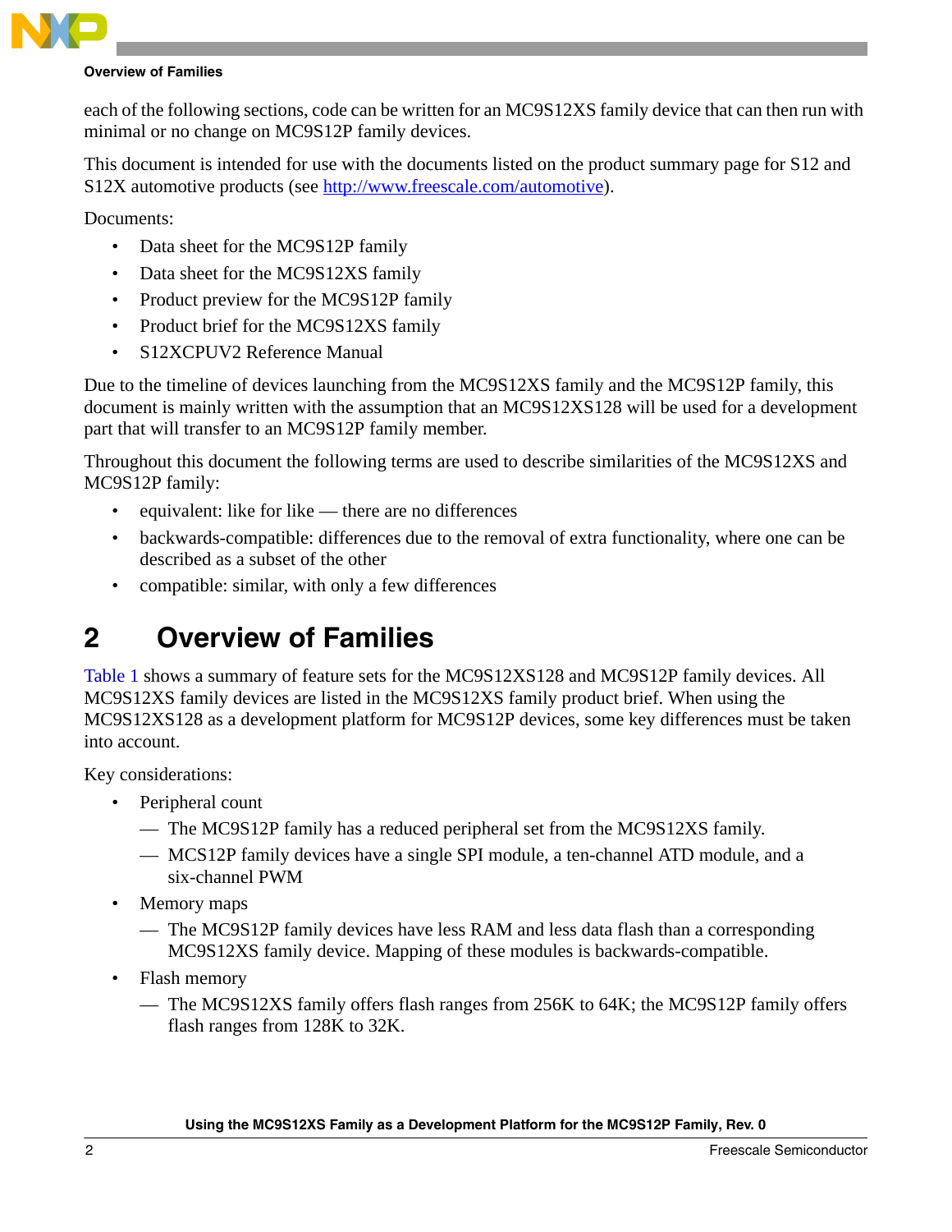each of the following sections, code can be written for an MC9S12XS family device that can then run with minimal or no change on MC9S12P family devices.

This document is intended for use with the documents listed on the product summary page for S12 and S12X automotive products (see http://www.freescale.com/automotive).

Documents:

- Data sheet for the MC9S12P family
- Data sheet for the MC9S12XS family
- Product preview for the MC9S12P family
- Product brief for the MC9S12XS family
- S12XCPUV2 Reference Manual

Due to the timeline of devices launching from the MC9S12XS family and the MC9S12P family, this document is mainly written with the assumption that an MC9S12XS128 will be used for a development part that will transfer to an MC9S12P family member.

Throughout this document the following terms are used to describe similarities of the MC9S12XS and MC9S12P family:

- equivalent: like for like — there are no differences
- backwards-compatible: differences due to the removal of extra functionality, where one can be described as a subset of the other
- compatible: similar, with only a few differences

# 2 Overview of Families

Table 1 shows a summary of feature sets for the MC9S12XS128 and MC9S12P family devices. All MC9S12XS family devices are listed in the MC9S12XS family product brief. When using the MC9S12XS128 as a development platform for MC9S12P devices, some key differences must be taken into account.

Key considerations:

- Peripheral count
  - — The MC9S12P family has a reduced peripheral set from the MC9S12XS family.
  - — MCS12P family devices have a single SPI module, a ten-channel ATD module, and a six-channel PWM
- Memory maps
  - — The MC9S12P family devices have less RAM and less data flash than a corresponding MC9S12XS family device. Mapping of these modules is backwards-compatible.
- Flash memory
  - — The MC9S12XS family offers flash ranges from 256K to 64K; the MC9S12P family offers flash ranges from 128K to 32K.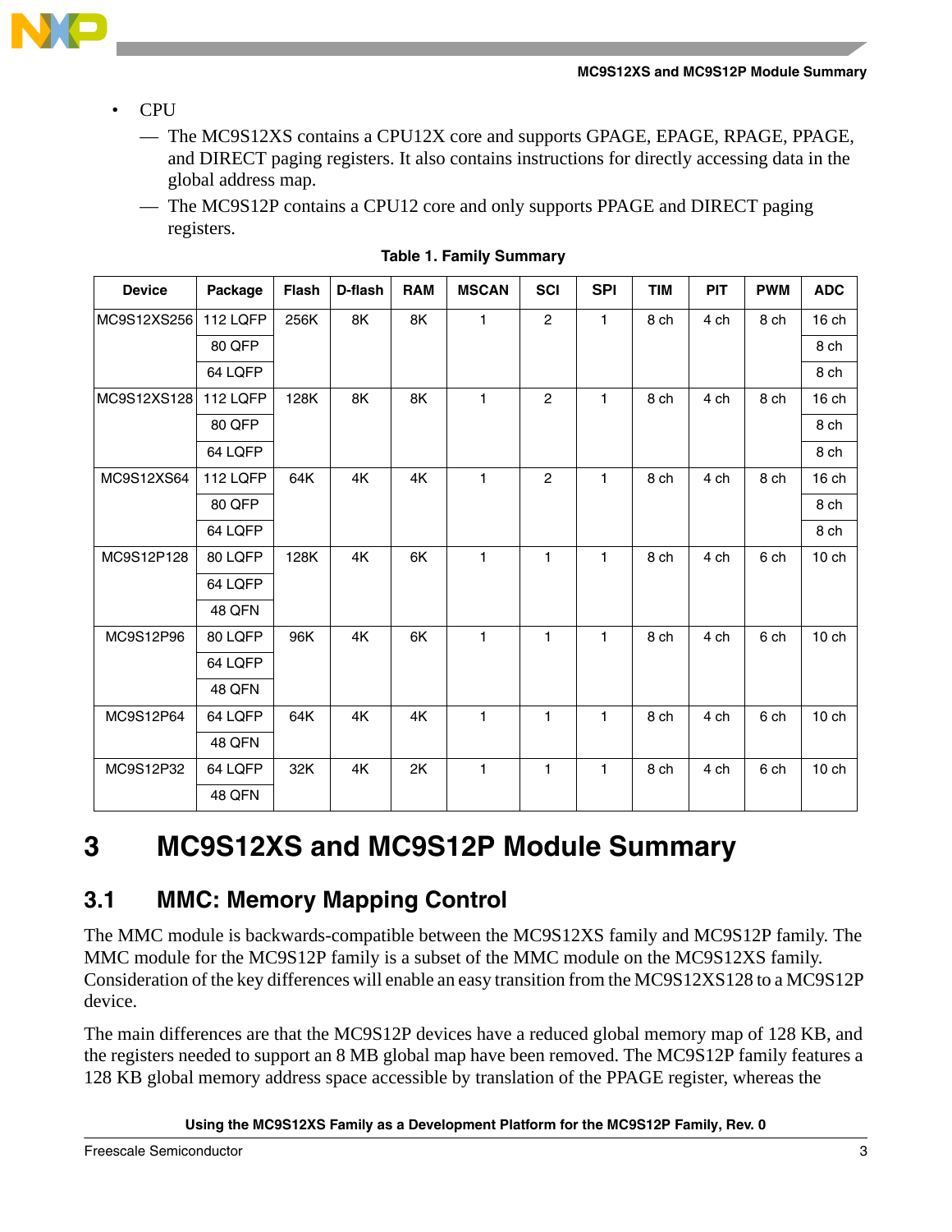- CPU
  - The MC9S12XS contains a CPU12X core and supports GPAGE, EPAGE, RPAGE, PPAGE, and DIRECT paging registers. It also contains instructions for directly accessing data in the global address map.
  - The MC9S12P contains a CPU12 core and only supports PPAGE and DIRECT paging registers.

**Table 1. Family Summary**

| Device | Package | Flash | D-flash | RAM | MSCAN | SCI | SPI | TIM | PIT | PWM | ADC |
|---|---|---|---|---|---|---|---|---|---|---|---|
| MC9S12XS256 | 112 LQFP | 256K | 8K | 8K | 1 | 2 | 1 | 8 ch | 4 ch | 8 ch | 16 ch |
| | 80 QFP | | | | | | | | | | 8 ch |
| | 64 LQFP | | | | | | | | | | 8 ch |
| MC9S12XS128 | 112 LQFP | 128K | 8K | 8K | 1 | 2 | 1 | 8 ch | 4 ch | 8 ch | 16 ch |
| | 80 QFP | | | | | | | | | | 8 ch |
| | 64 LQFP | | | | | | | | | | 8 ch |
| MC9S12XS64 | 112 LQFP | 64K | 4K | 4K | 1 | 2 | 1 | 8 ch | 4 ch | 8 ch | 16 ch |
| | 80 QFP | | | | | | | | | | 8 ch |
| | 64 LQFP | | | | | | | | | | 8 ch |
| MC9S12P128 | 80 LQFP | 128K | 4K | 6K | 1 | 1 | 1 | 8 ch | 4 ch | 6 ch | 10 ch |
| | 64 LQFP | | | | | | | | | | |
| | 48 QFN | | | | | | | | | | |
| MC9S12P96 | 80 LQFP | 96K | 4K | 6K | 1 | 1 | 1 | 8 ch | 4 ch | 6 ch | 10 ch |
| | 64 LQFP | | | | | | | | | | |
| | 48 QFN | | | | | | | | | | |
| MC9S12P64 | 64 LQFP | 64K | 4K | 4K | 1 | 1 | 1 | 8 ch | 4 ch | 6 ch | 10 ch |
| | 48 QFN | | | | | | | | | | |
| MC9S12P32 | 64 LQFP | 32K | 4K | 2K | 1 | 1 | 1 | 8 ch | 4 ch | 6 ch | 10 ch |
| | 48 QFN | | | | | | | | | | |

# 3 MC9S12XS and MC9S12P Module Summary

## 3.1 MMC: Memory Mapping Control

The MMC module is backwards-compatible between the MC9S12XS family and MC9S12P family. The MMC module for the MC9S12P family is a subset of the MMC module on the MC9S12XS family. Consideration of the key differences will enable an easy transition from the MC9S12XS128 to a MC9S12P device.

The main differences are that the MC9S12P devices have a reduced global memory map of 128 KB, and the registers needed to support an 8 MB global map have been removed. The MC9S12P family features a 128 KB global memory address space accessible by translation of the PPAGE register, whereas the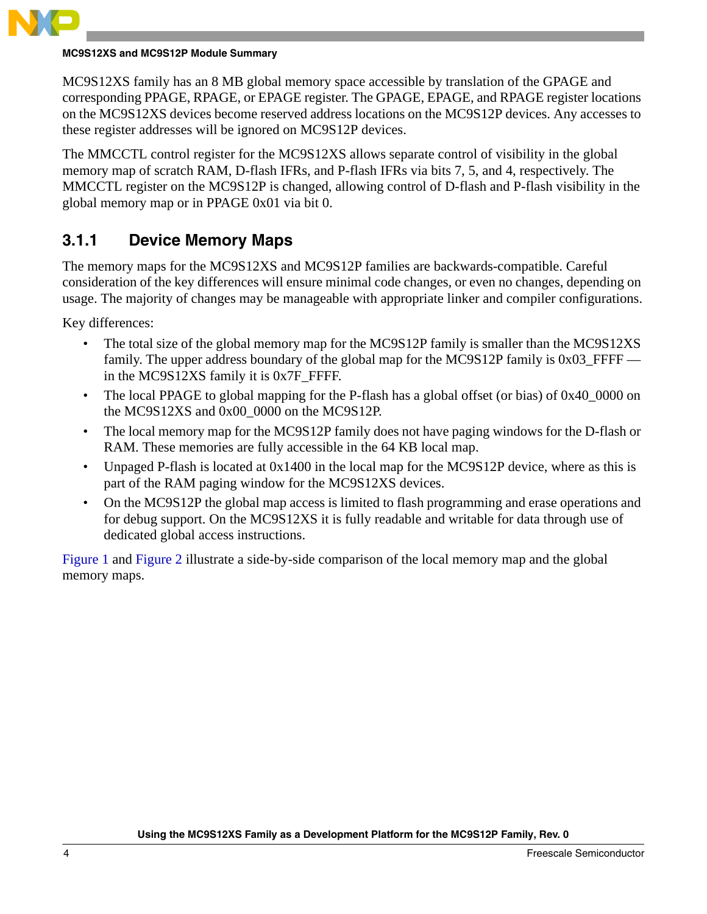MC9S12XS family has an 8 MB global memory space accessible by translation of the GPAGE and corresponding PPAGE, RPAGE, or EPAGE register. The GPAGE, EPAGE, and RPAGE register locations on the MC9S12XS devices become reserved address locations on the MC9S12P devices. Any accesses to these register addresses will be ignored on MC9S12P devices.

The MMCCTL control register for the MC9S12XS allows separate control of visibility in the global memory map of scratch RAM, D-flash IFRs, and P-flash IFRs via bits 7, 5, and 4, respectively. The MMCCTL register on the MC9S12P is changed, allowing control of D-flash and P-flash visibility in the global memory map or in PPAGE 0x01 via bit 0.

### 3.1.1 Device Memory Maps

The memory maps for the MC9S12XS and MC9S12P families are backwards-compatible. Careful consideration of the key differences will ensure minimal code changes, or even no changes, depending on usage. The majority of changes may be manageable with appropriate linker and compiler configurations.

Key differences:

- The total size of the global memory map for the MC9S12P family is smaller than the MC9S12XS family. The upper address boundary of the global map for the MC9S12P family is 0x03_FFFF — in the MC9S12XS family it is 0x7F_FFFF.
- The local PPAGE to global mapping for the P-flash has a global offset (or bias) of 0x40_0000 on the MC9S12XS and 0x00_0000 on the MC9S12P.
- The local memory map for the MC9S12P family does not have paging windows for the D-flash or RAM. These memories are fully accessible in the 64 KB local map.
- Unpaged P-flash is located at 0x1400 in the local map for the MC9S12P device, where as this is part of the RAM paging window for the MC9S12XS devices.
- On the MC9S12P the global map access is limited to flash programming and erase operations and for debug support. On the MC9S12XS it is fully readable and writable for data through use of dedicated global access instructions.

Figure 1 and Figure 2 illustrate a side-by-side comparison of the local memory map and the global memory maps.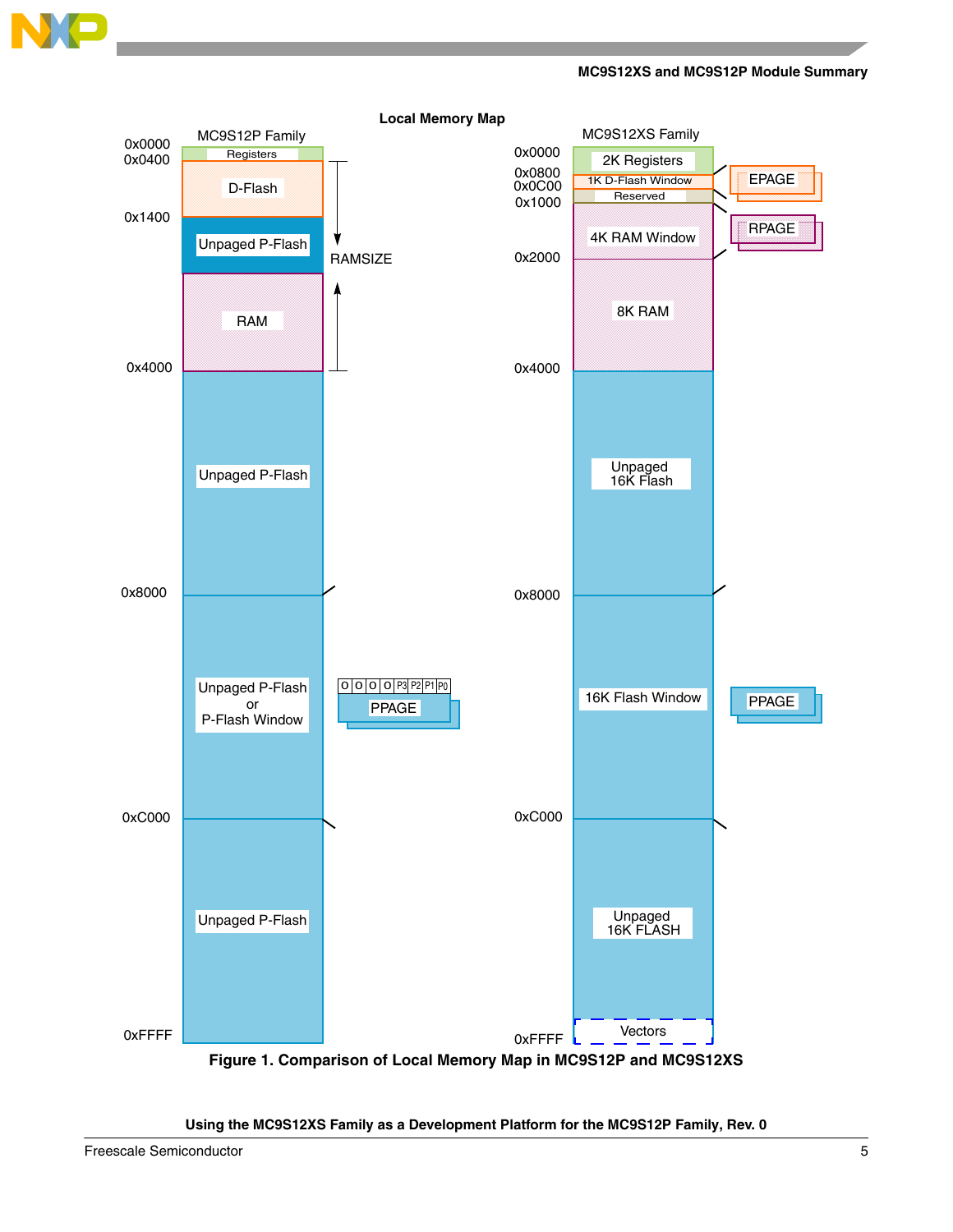Local Memory Map

| Address | MC9S12P Family |
| --- | --- |
| 0x0000 | Registers |
| 0x0400 | D-Flash |
| 0x1400 | Unpaged P-Flash |
|  | RAM (RAMSIZE) |
| 0x4000 | Unpaged P-Flash |
| 0x8000 | Unpaged P-Flash or P-Flash Window (PPAGE: 0 0 0 0 P3 P2 P1 P0) |
| 0xC000 | Unpaged P-Flash |
| 0xFFFF |  |

| Address | MC9S12XS Family |
| --- | --- |
| 0x0000 | 2K Registers |
| 0x0800 | 1K D-Flash Window (EPAGE) |
| 0x0C00 | Reserved |
| 0x1000 | 4K RAM Window (RPAGE) |
| 0x2000 | 8K RAM |
| 0x4000 | Unpaged 16K Flash |
| 0x8000 | 16K Flash Window (PPAGE) |
| 0xC000 | Unpaged 16K FLASH |
| 0xFFFF | Vectors |

**Figure 1. Comparison of Local Memory Map in MC9S12P and MC9S12XS**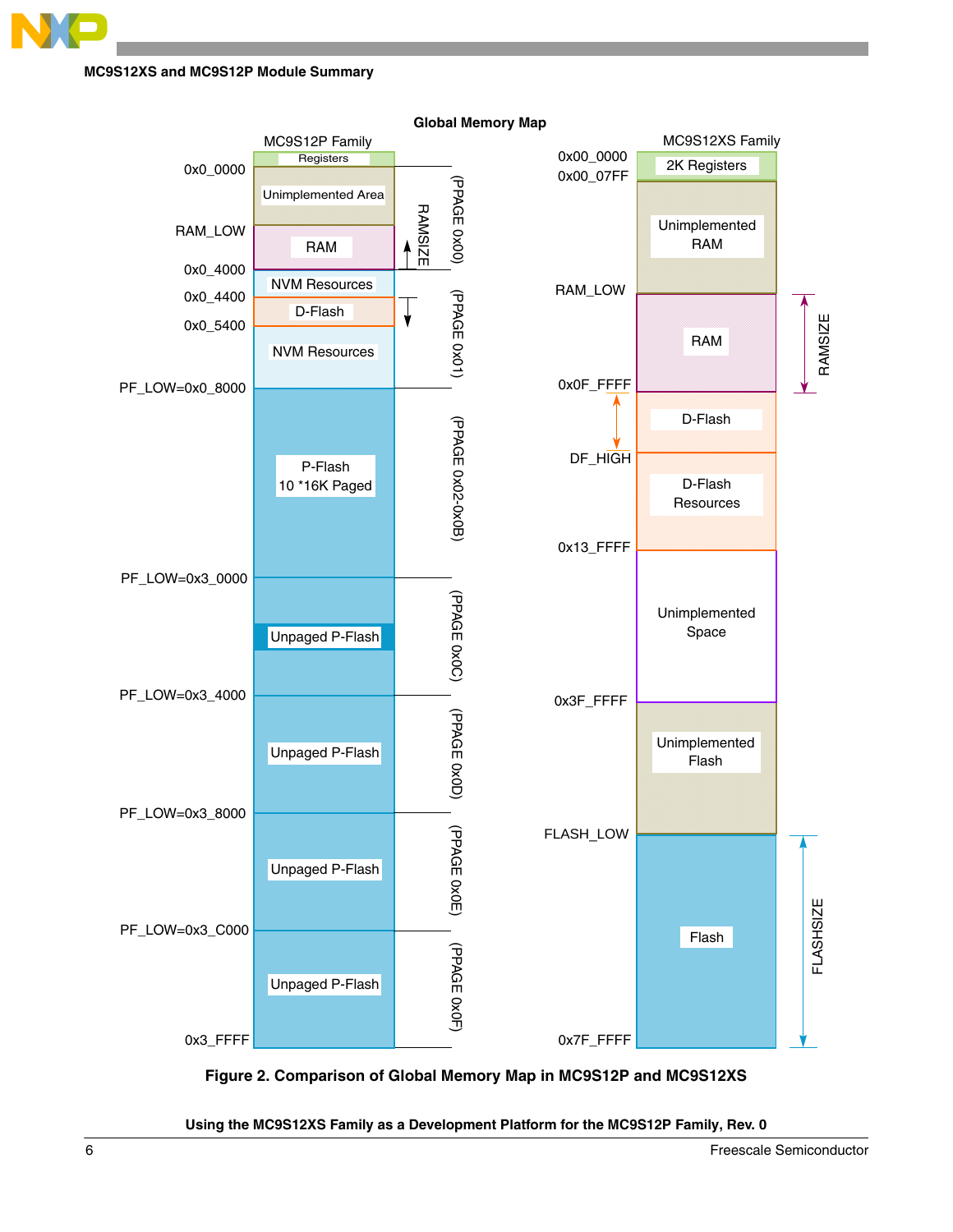**Global Memory Map**

**MC9S12P Family**

| Address | Region | PPAGE |
|---|---|---|
|  | Registers |  |
| 0x0_0000 | Unimplemented Area | (PPAGE 0x00) |
| RAM_LOW | RAM (RAMSIZE) | (PPAGE 0x00) |
| 0x0_4000 | NVM Resources | (PPAGE 0x01) |
| 0x0_4400 | D-Flash | (PPAGE 0x01) |
| 0x0_5400 | NVM Resources | (PPAGE 0x01) |
| PF_LOW=0x0_8000 | P-Flash 10 *16K Paged | (PPAGE 0x02-0x0B) |
| PF_LOW=0x3_0000 | Unpaged P-Flash | (PPAGE 0x0C) |
| PF_LOW=0x3_4000 | Unpaged P-Flash | (PPAGE 0x0D) |
| PF_LOW=0x3_8000 | Unpaged P-Flash | (PPAGE 0x0E) |
| PF_LOW=0x3_C000 | Unpaged P-Flash | (PPAGE 0x0F) |
| 0x3_FFFF |  |  |

**MC9S12XS Family**

| Address | Region |
|---|---|
| 0x00_0000 – 0x00_07FF | 2K Registers |
|  | Unimplemented RAM |
| RAM_LOW | RAM (RAMSIZE) |
| 0x0F_FFFF | D-Flash |
| DF_HIGH | D-Flash Resources |
| 0x13_FFFF | Unimplemented Space |
| 0x3F_FFFF | Unimplemented Flash |
| FLASH_LOW | Flash (FLASHSIZE) |
| 0x7F_FFFF |  |

**Figure 2. Comparison of Global Memory Map in MC9S12P and MC9S12XS**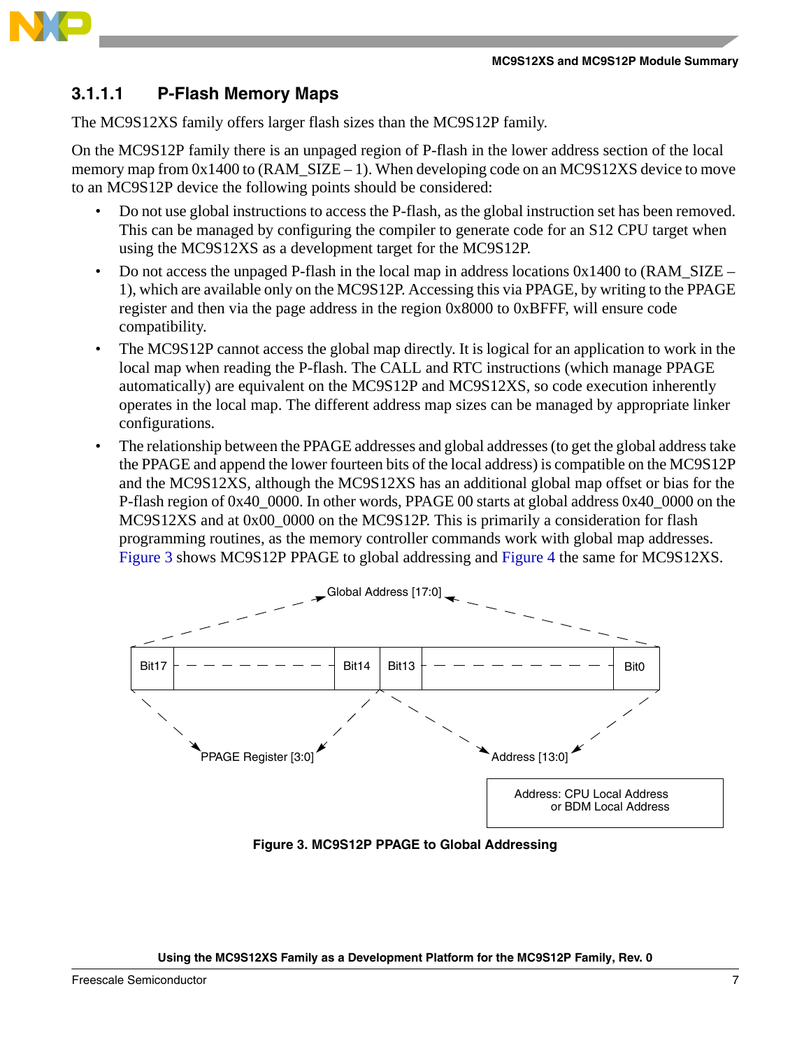### 3.1.1.1 P-Flash Memory Maps

The MC9S12XS family offers larger flash sizes than the MC9S12P family.

On the MC9S12P family there is an unpaged region of P-flash in the lower address section of the local memory map from 0x1400 to (RAM_SIZE – 1). When developing code on an MC9S12XS device to move to an MC9S12P device the following points should be considered:

- Do not use global instructions to access the P-flash, as the global instruction set has been removed. This can be managed by configuring the compiler to generate code for an S12 CPU target when using the MC9S12XS as a development target for the MC9S12P.
- Do not access the unpaged P-flash in the local map in address locations 0x1400 to (RAM_SIZE – 1), which are available only on the MC9S12P. Accessing this via PPAGE, by writing to the PPAGE register and then via the page address in the region 0x8000 to 0xBFFF, will ensure code compatibility.
- The MC9S12P cannot access the global map directly. It is logical for an application to work in the local map when reading the P-flash. The CALL and RTC instructions (which manage PPAGE automatically) are equivalent on the MC9S12P and MC9S12XS, so code execution inherently operates in the local map. The different address map sizes can be managed by appropriate linker configurations.
- The relationship between the PPAGE addresses and global addresses (to get the global address take the PPAGE and append the lower fourteen bits of the local address) is compatible on the MC9S12P and the MC9S12XS, although the MC9S12XS has an additional global map offset or bias for the P-flash region of 0x40_0000. In other words, PPAGE 00 starts at global address 0x40_0000 on the MC9S12XS and at 0x00_0000 on the MC9S12P. This is primarily a consideration for flash programming routines, as the memory controller commands work with global map addresses. Figure 3 shows MC9S12P PPAGE to global addressing and Figure 4 the same for MC9S12XS.

Global Address [17:0]

| Bit17 | – – – – – – – – | Bit14 | Bit13 | – – – – – – – – – | Bit0 |
|---|---|---|---|---|---|

PPAGE Register [3:0] Address [13:0]

Address: CPU Local Address or BDM Local Address

**Figure 3. MC9S12P PPAGE to Global Addressing**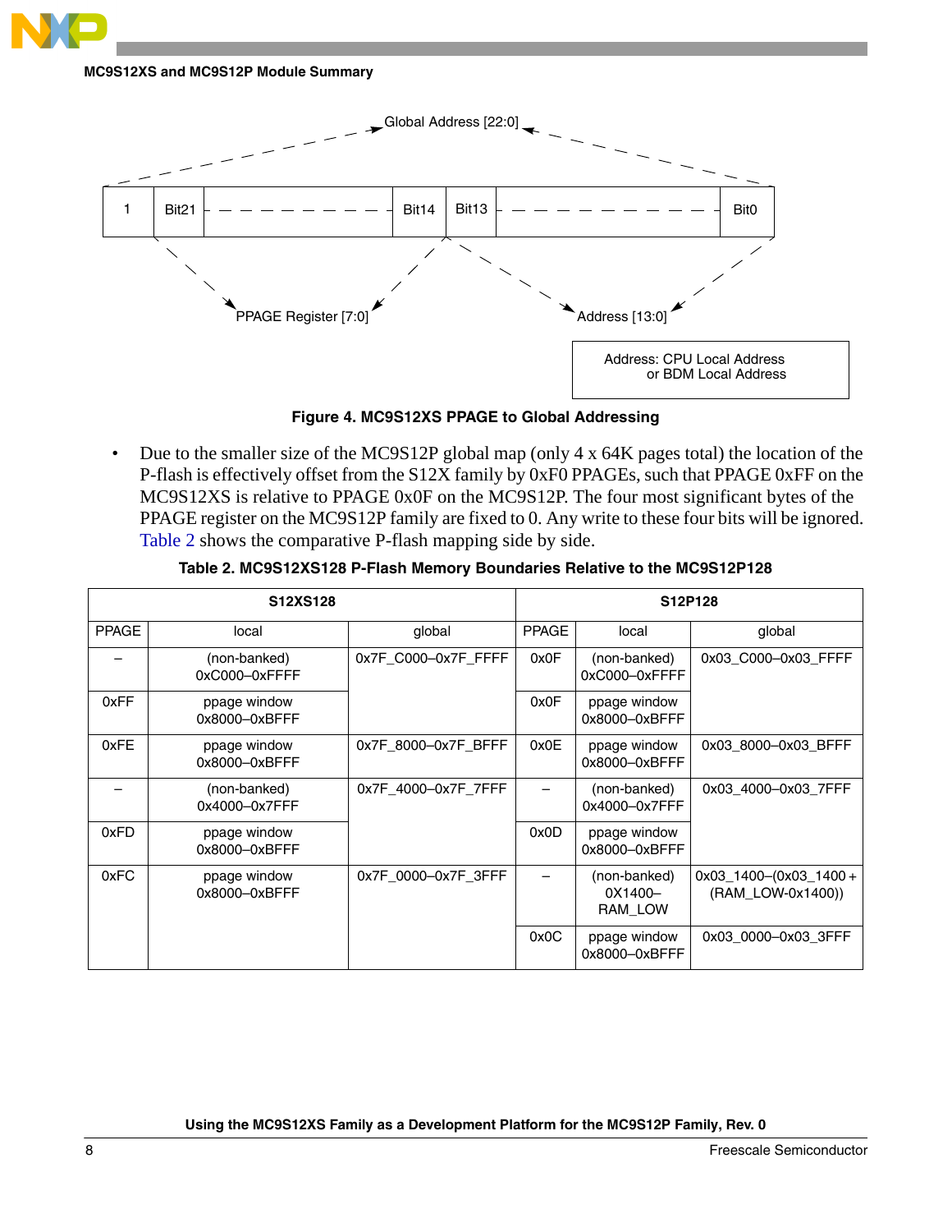Global Address [22:0]

| 1 | Bit21 | - - - - - - - - | Bit14 | Bit13 | - - - - - - - - | Bit0 |
|---|---|---|---|---|---|---|

PPAGE Register [7:0]

Address [13:0]

Address: CPU Local Address
or BDM Local Address

**Figure 4. MC9S12XS PPAGE to Global Addressing**

- Due to the smaller size of the MC9S12P global map (only 4 x 64K pages total) the location of the P-flash is effectively offset from the S12X family by 0xF0 PPAGEs, such that PPAGE 0xFF on the MC9S12XS is relative to PPAGE 0x0F on the MC9S12P. The four most significant bytes of the PPAGE register on the MC9S12P family are fixed to 0. Any write to these four bits will be ignored. Table 2 shows the comparative P-flash mapping side by side.

**Table 2. MC9S12XS128 P-Flash Memory Boundaries Relative to the MC9S12P128**

| S12XS128 | | | S12P128 | | |
|---|---|---|---|---|---|
| PPAGE | local | global | PPAGE | local | global |
| – | (non-banked) 0xC000–0xFFFF | 0x7F_C000–0x7F_FFFF | 0x0F | (non-banked) 0xC000–0xFFFF | 0x03_C000–0x03_FFFF |
| 0xFF | ppage window 0x8000–0xBFFF | | 0x0F | ppage window 0x8000–0xBFFF | |
| 0xFE | ppage window 0x8000–0xBFFF | 0x7F_8000–0x7F_BFFF | 0x0E | ppage window 0x8000–0xBFFF | 0x03_8000–0x03_BFFF |
| – | (non-banked) 0x4000–0x7FFF | 0x7F_4000–0x7F_7FFF | – | (non-banked) 0x4000–0x7FFF | 0x03_4000–0x03_7FFF |
| 0xFD | ppage window 0x8000–0xBFFF | | 0x0D | ppage window 0x8000–0xBFFF | |
| 0xFC | ppage window 0x8000–0xBFFF | 0x7F_0000–0x7F_3FFF | – | (non-banked) 0X1400–RAM_LOW | 0x03_1400–(0x03_1400 + (RAM_LOW-0x1400)) |
| | | | 0x0C | ppage window 0x8000–0xBFFF | 0x03_0000–0x03_3FFF |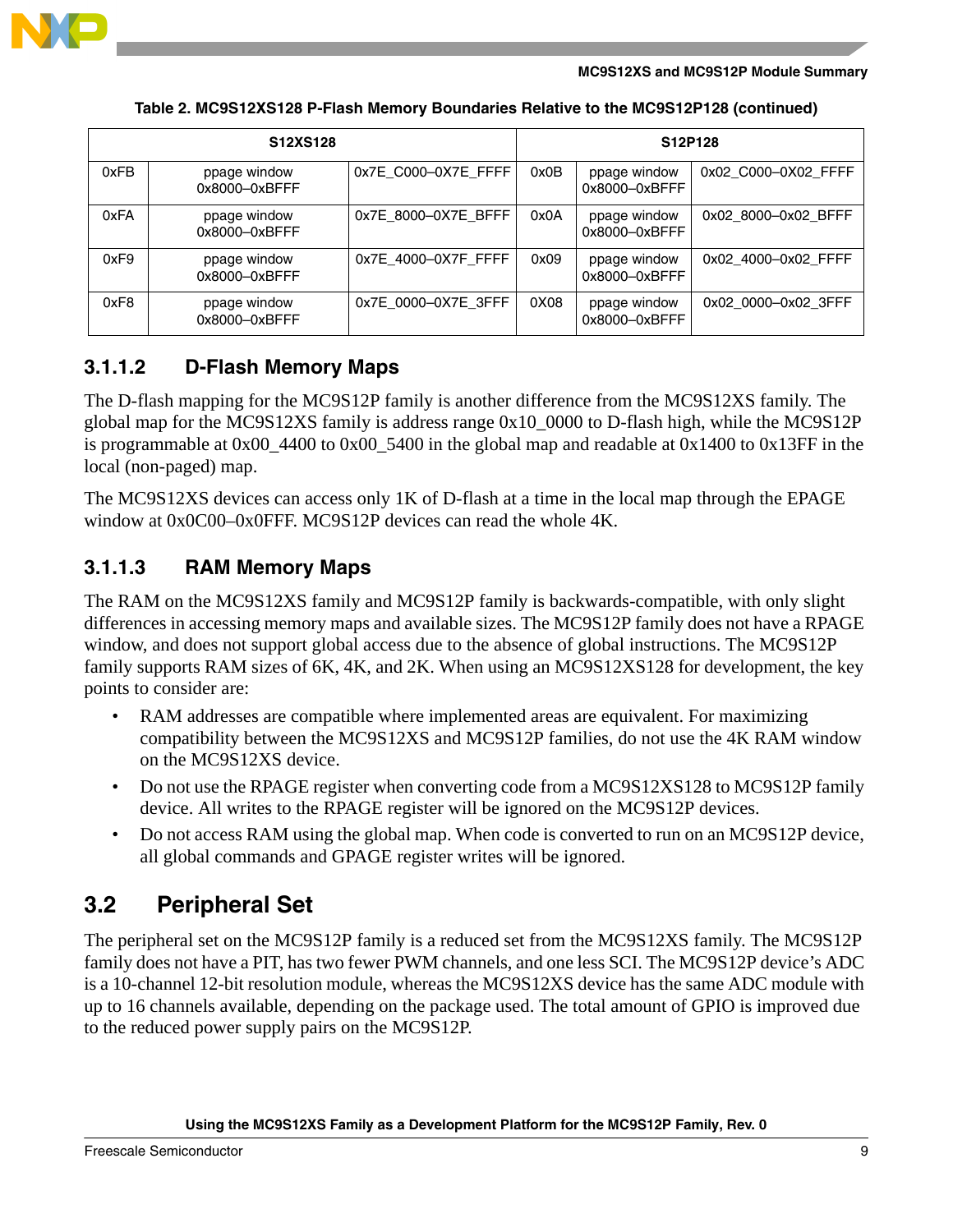**Table 2. MC9S12XS128 P-Flash Memory Boundaries Relative to the MC9S12P128 (continued)**

| S12XS128 | | | S12P128 | | |
|---|---|---|---|---|---|
| 0xFB | ppage window 0x8000–0xBFFF | 0x7E_C000–0X7E_FFFF | 0x0B | ppage window 0x8000–0xBFFF | 0x02_C000–0X02_FFFF |
| 0xFA | ppage window 0x8000–0xBFFF | 0x7E_8000–0X7E_BFFF | 0x0A | ppage window 0x8000–0xBFFF | 0x02_8000–0x02_BFFF |
| 0xF9 | ppage window 0x8000–0xBFFF | 0x7E_4000–0X7F_FFFF | 0x09 | ppage window 0x8000–0xBFFF | 0x02_4000–0x02_FFFF |
| 0xF8 | ppage window 0x8000–0xBFFF | 0x7E_0000–0X7E_3FFF | 0X08 | ppage window 0x8000–0xBFFF | 0x02_0000–0x02_3FFF |

#### 3.1.1.2 D-Flash Memory Maps

The D-flash mapping for the MC9S12P family is another difference from the MC9S12XS family. The global map for the MC9S12XS family is address range 0x10_0000 to D-flash high, while the MC9S12P is programmable at 0x00_4400 to 0x00_5400 in the global map and readable at 0x1400 to 0x13FF in the local (non-paged) map.

The MC9S12XS devices can access only 1K of D-flash at a time in the local map through the EPAGE window at 0x0C00–0x0FFF. MC9S12P devices can read the whole 4K.

#### 3.1.1.3 RAM Memory Maps

The RAM on the MC9S12XS family and MC9S12P family is backwards-compatible, with only slight differences in accessing memory maps and available sizes. The MC9S12P family does not have a RPAGE window, and does not support global access due to the absence of global instructions. The MC9S12P family supports RAM sizes of 6K, 4K, and 2K. When using an MC9S12XS128 for development, the key points to consider are:

- RAM addresses are compatible where implemented areas are equivalent. For maximizing compatibility between the MC9S12XS and MC9S12P families, do not use the 4K RAM window on the MC9S12XS device.
- Do not use the RPAGE register when converting code from a MC9S12XS128 to MC9S12P family device. All writes to the RPAGE register will be ignored on the MC9S12P devices.
- Do not access RAM using the global map. When code is converted to run on an MC9S12P device, all global commands and GPAGE register writes will be ignored.

### 3.2 Peripheral Set

The peripheral set on the MC9S12P family is a reduced set from the MC9S12XS family. The MC9S12P family does not have a PIT, has two fewer PWM channels, and one less SCI. The MC9S12P device's ADC is a 10-channel 12-bit resolution module, whereas the MC9S12XS device has the same ADC module with up to 16 channels available, depending on the package used. The total amount of GPIO is improved due to the reduced power supply pairs on the MC9S12P.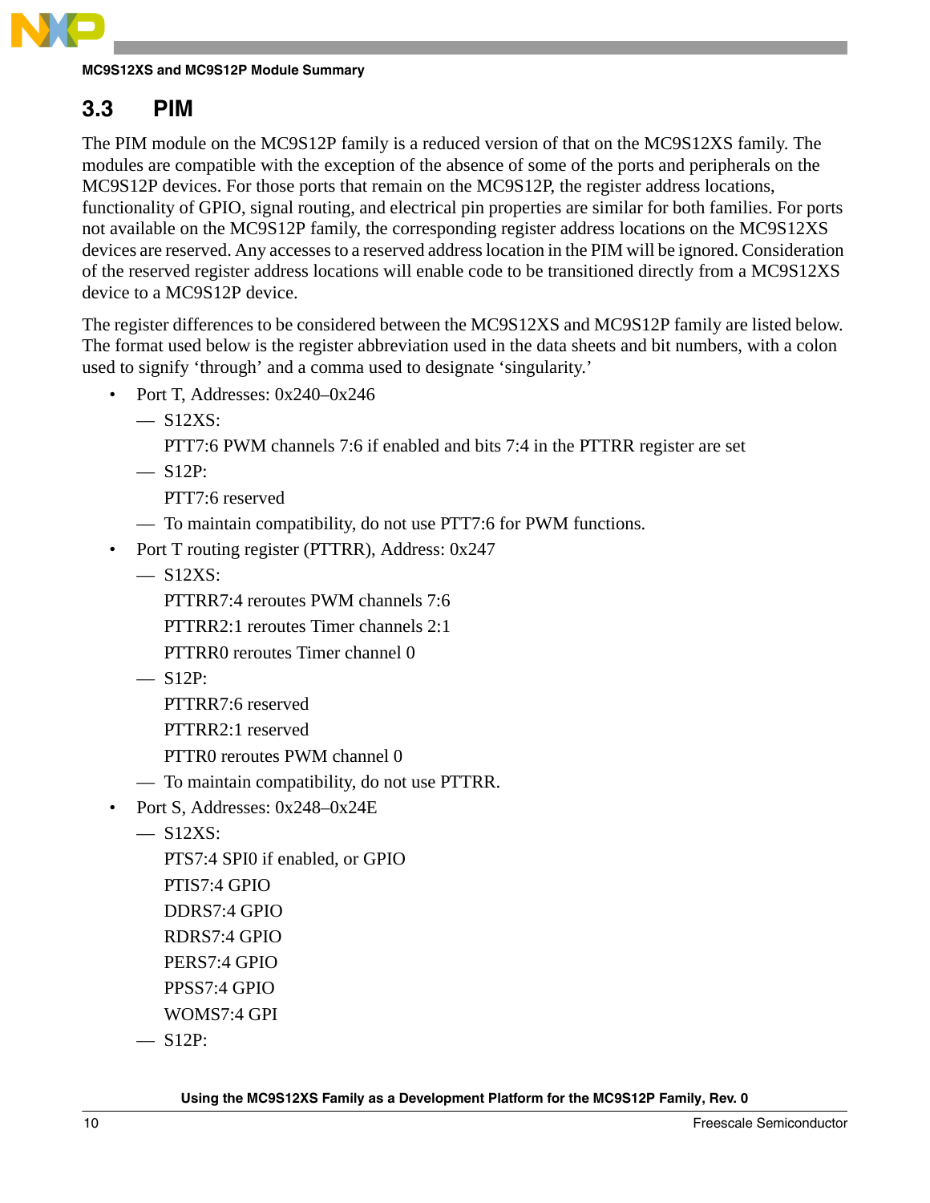## 3.3 PIM

The PIM module on the MC9S12P family is a reduced version of that on the MC9S12XS family. The modules are compatible with the exception of the absence of some of the ports and peripherals on the MC9S12P devices. For those ports that remain on the MC9S12P, the register address locations, functionality of GPIO, signal routing, and electrical pin properties are similar for both families. For ports not available on the MC9S12P family, the corresponding register address locations on the MC9S12XS devices are reserved. Any accesses to a reserved address location in the PIM will be ignored. Consideration of the reserved register address locations will enable code to be transitioned directly from a MC9S12XS device to a MC9S12P device.

The register differences to be considered between the MC9S12XS and MC9S12P family are listed below. The format used below is the register abbreviation used in the data sheets and bit numbers, with a colon used to signify 'through' and a comma used to designate 'singularity.'

- Port T, Addresses: 0x240–0x246
  - S12XS:
    PTT7:6 PWM channels 7:6 if enabled and bits 7:4 in the PTTRR register are set
  - S12P:
    PTT7:6 reserved
  - To maintain compatibility, do not use PTT7:6 for PWM functions.
- Port T routing register (PTTRR), Address: 0x247
  - S12XS:
    PTTRR7:4 reroutes PWM channels 7:6
    PTTRR2:1 reroutes Timer channels 2:1
    PTTRR0 reroutes Timer channel 0
  - S12P:
    PTTRR7:6 reserved
    PTTRR2:1 reserved
    PTTR0 reroutes PWM channel 0
  - To maintain compatibility, do not use PTTRR.
- Port S, Addresses: 0x248–0x24E
  - S12XS:
    PTS7:4 SPI0 if enabled, or GPIO
    PTIS7:4 GPIO
    DDRS7:4 GPIO
    RDRS7:4 GPIO
    PERS7:4 GPIO
    PPSS7:4 GPIO
    WOMS7:4 GPI
  - S12P: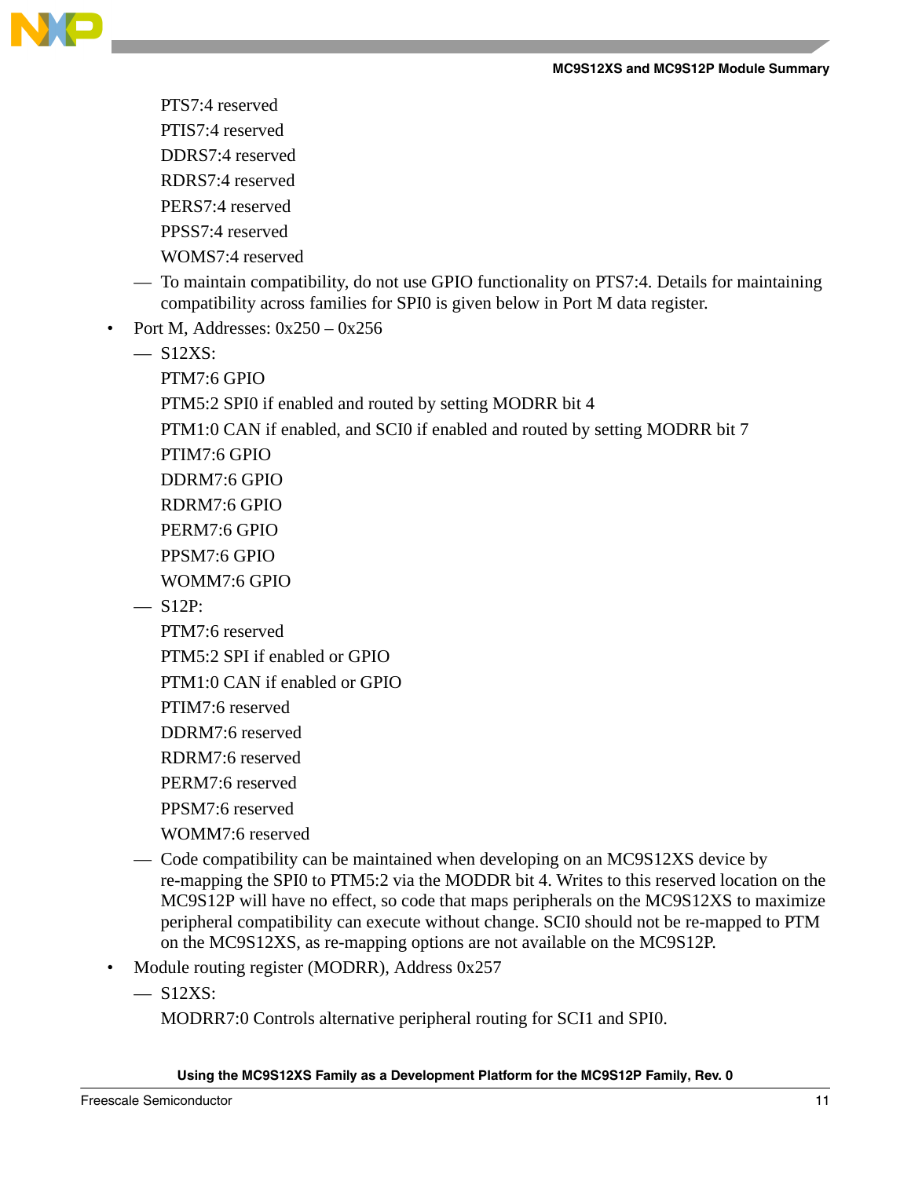PTS7:4 reserved
PTIS7:4 reserved
DDRS7:4 reserved
RDRS7:4 reserved
PERS7:4 reserved
PPSS7:4 reserved
WOMS7:4 reserved

- To maintain compatibility, do not use GPIO functionality on PTS7:4. Details for maintaining compatibility across families for SPI0 is given below in Port M data register.

- Port M, Addresses: 0x250 – 0x256
  - S12XS:

    PTM7:6 GPIO
    PTM5:2 SPI0 if enabled and routed by setting MODRR bit 4
    PTM1:0 CAN if enabled, and SCI0 if enabled and routed by setting MODRR bit 7
    PTIM7:6 GPIO
    DDRM7:6 GPIO
    RDRM7:6 GPIO
    PERM7:6 GPIO
    PPSM7:6 GPIO
    WOMM7:6 GPIO
  - S12P:

    PTM7:6 reserved
    PTM5:2 SPI if enabled or GPIO
    PTM1:0 CAN if enabled or GPIO
    PTIM7:6 reserved
    DDRM7:6 reserved
    RDRM7:6 reserved
    PERM7:6 reserved
    PPSM7:6 reserved
    WOMM7:6 reserved
  - Code compatibility can be maintained when developing on an MC9S12XS device by re-mapping the SPI0 to PTM5:2 via the MODDR bit 4. Writes to this reserved location on the MC9S12P will have no effect, so code that maps peripherals on the MC9S12XS to maximize peripheral compatibility can execute without change. SCI0 should not be re-mapped to PTM on the MC9S12XS, as re-mapping options are not available on the MC9S12P.
- Module routing register (MODRR), Address 0x257
  - S12XS:

    MODRR7:0 Controls alternative peripheral routing for SCI1 and SPI0.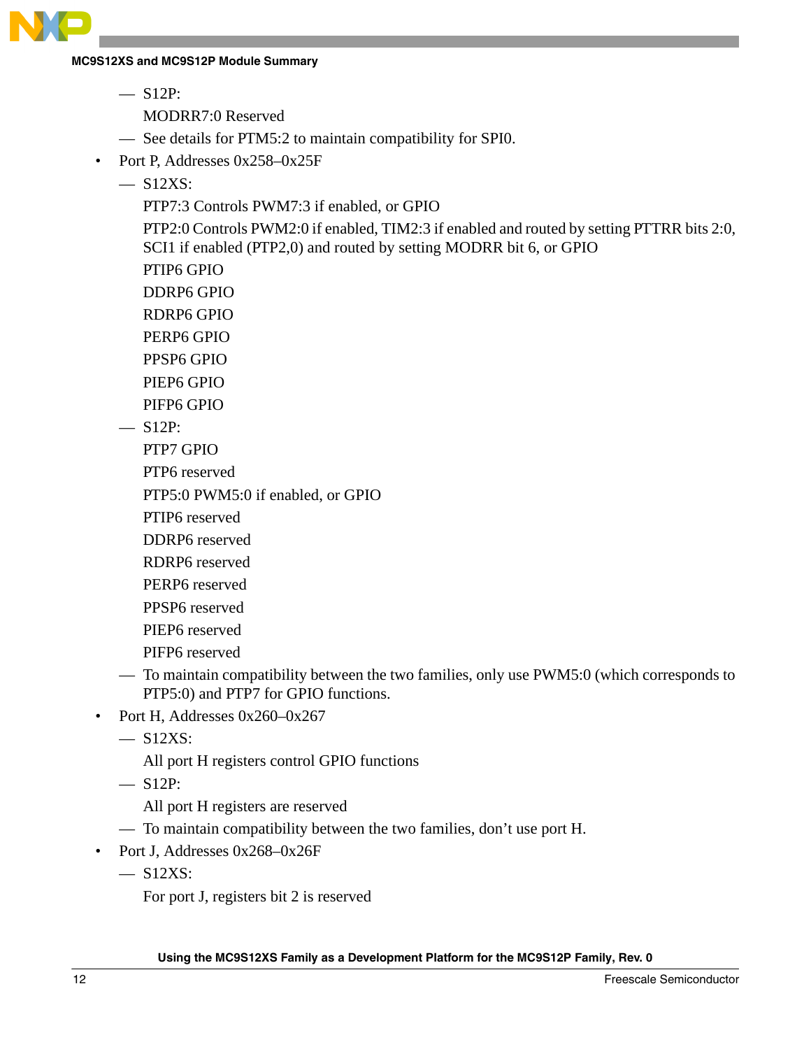- S12P:

  MODRR7:0 Reserved
- See details for PTM5:2 to maintain compatibility for SPI0.

- Port P, Addresses 0x258–0x25F
  - S12XS:

    PTP7:3 Controls PWM7:3 if enabled, or GPIO

    PTP2:0 Controls PWM2:0 if enabled, TIM2:3 if enabled and routed by setting PTTRR bits 2:0, SCI1 if enabled (PTP2,0) and routed by setting MODRR bit 6, or GPIO

    PTIP6 GPIO

    DDRP6 GPIO

    RDRP6 GPIO

    PERP6 GPIO

    PPSP6 GPIO

    PIEP6 GPIO

    PIFP6 GPIO
  - S12P:

    PTP7 GPIO

    PTP6 reserved

    PTP5:0 PWM5:0 if enabled, or GPIO

    PTIP6 reserved

    DDRP6 reserved

    RDRP6 reserved

    PERP6 reserved

    PPSP6 reserved

    PIEP6 reserved

    PIFP6 reserved
  - To maintain compatibility between the two families, only use PWM5:0 (which corresponds to PTP5:0) and PTP7 for GPIO functions.
- Port H, Addresses 0x260–0x267
  - S12XS:

    All port H registers control GPIO functions
  - S12P:

    All port H registers are reserved
  - To maintain compatibility between the two families, don't use port H.
- Port J, Addresses 0x268–0x26F
  - S12XS:

    For port J, registers bit 2 is reserved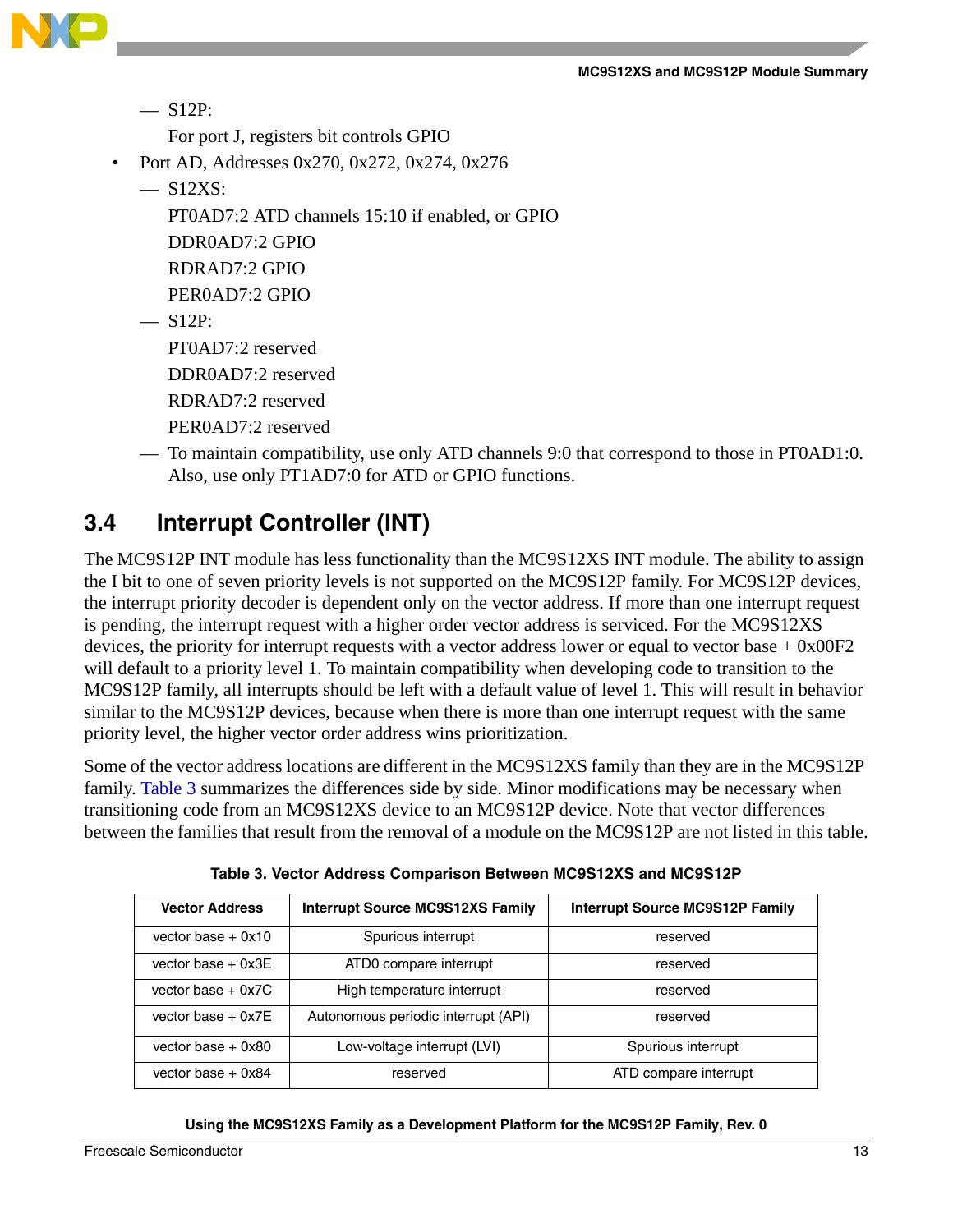- S12P:

  For port J, registers bit controls GPIO

- Port AD, Addresses 0x270, 0x272, 0x274, 0x276
  - S12XS:

    PT0AD7:2 ATD channels 15:10 if enabled, or GPIO

    DDR0AD7:2 GPIO

    RDRAD7:2 GPIO

    PER0AD7:2 GPIO

  - S12P:

    PT0AD7:2 reserved

    DDR0AD7:2 reserved

    RDRAD7:2 reserved

    PER0AD7:2 reserved

  - To maintain compatibility, use only ATD channels 9:0 that correspond to those in PT0AD1:0. Also, use only PT1AD7:0 for ATD or GPIO functions.

## 3.4 Interrupt Controller (INT)

The MC9S12P INT module has less functionality than the MC9S12XS INT module. The ability to assign the I bit to one of seven priority levels is not supported on the MC9S12P family. For MC9S12P devices, the interrupt priority decoder is dependent only on the vector address. If more than one interrupt request is pending, the interrupt request with a higher order vector address is serviced. For the MC9S12XS devices, the priority for interrupt requests with a vector address lower or equal to vector base + 0x00F2 will default to a priority level 1. To maintain compatibility when developing code to transition to the MC9S12P family, all interrupts should be left with a default value of level 1. This will result in behavior similar to the MC9S12P devices, because when there is more than one interrupt request with the same priority level, the higher vector order address wins prioritization.

Some of the vector address locations are different in the MC9S12XS family than they are in the MC9S12P family. Table 3 summarizes the differences side by side. Minor modifications may be necessary when transitioning code from an MC9S12XS device to an MC9S12P device. Note that vector differences between the families that result from the removal of a module on the MC9S12P are not listed in this table.

**Table 3. Vector Address Comparison Between MC9S12XS and MC9S12P**

| Vector Address | Interrupt Source MC9S12XS Family | Interrupt Source MC9S12P Family |
|---|---|---|
| vector base + 0x10 | Spurious interrupt | reserved |
| vector base + 0x3E | ATD0 compare interrupt | reserved |
| vector base + 0x7C | High temperature interrupt | reserved |
| vector base + 0x7E | Autonomous periodic interrupt (API) | reserved |
| vector base + 0x80 | Low-voltage interrupt (LVI) | Spurious interrupt |
| vector base + 0x84 | reserved | ATD compare interrupt |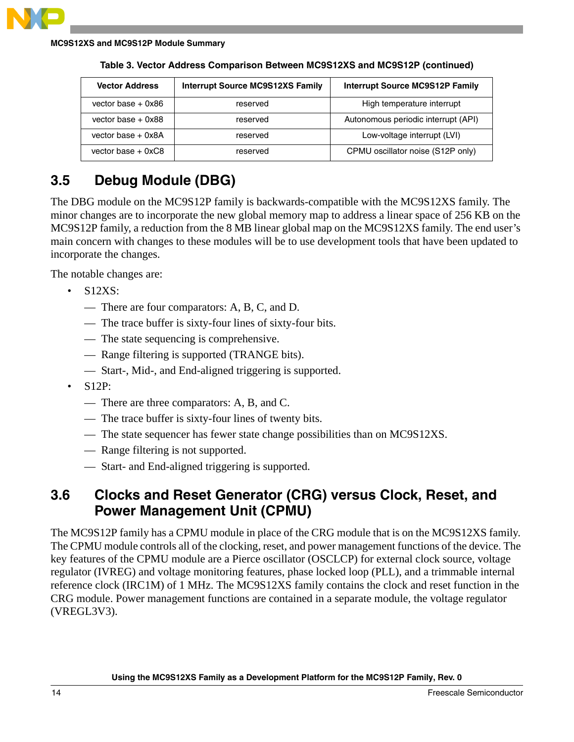**Table 3. Vector Address Comparison Between MC9S12XS and MC9S12P (continued)**

| Vector Address | Interrupt Source MC9S12XS Family | Interrupt Source MC9S12P Family |
|---|---|---|
| vector base + 0x86 | reserved | High temperature interrupt |
| vector base + 0x88 | reserved | Autonomous periodic interrupt (API) |
| vector base + 0x8A | reserved | Low-voltage interrupt (LVI) |
| vector base + 0xC8 | reserved | CPMU oscillator noise (S12P only) |

## 3.5 Debug Module (DBG)

The DBG module on the MC9S12P family is backwards-compatible with the MC9S12XS family. The minor changes are to incorporate the new global memory map to address a linear space of 256 KB on the MC9S12P family, a reduction from the 8 MB linear global map on the MC9S12XS family. The end user's main concern with changes to these modules will be to use development tools that have been updated to incorporate the changes.

The notable changes are:

- S12XS:
  - There are four comparators: A, B, C, and D.
  - The trace buffer is sixty-four lines of sixty-four bits.
  - The state sequencing is comprehensive.
  - Range filtering is supported (TRANGE bits).
  - Start-, Mid-, and End-aligned triggering is supported.
- S12P:
  - There are three comparators: A, B, and C.
  - The trace buffer is sixty-four lines of twenty bits.
  - The state sequencer has fewer state change possibilities than on MC9S12XS.
  - Range filtering is not supported.
  - Start- and End-aligned triggering is supported.

## 3.6 Clocks and Reset Generator (CRG) versus Clock, Reset, and Power Management Unit (CPMU)

The MC9S12P family has a CPMU module in place of the CRG module that is on the MC9S12XS family. The CPMU module controls all of the clocking, reset, and power management functions of the device. The key features of the CPMU module are a Pierce oscillator (OSCLCP) for external clock source, voltage regulator (IVREG) and voltage monitoring features, phase locked loop (PLL), and a trimmable internal reference clock (IRC1M) of 1 MHz. The MC9S12XS family contains the clock and reset function in the CRG module. Power management functions are contained in a separate module, the voltage regulator (VREGL3V3).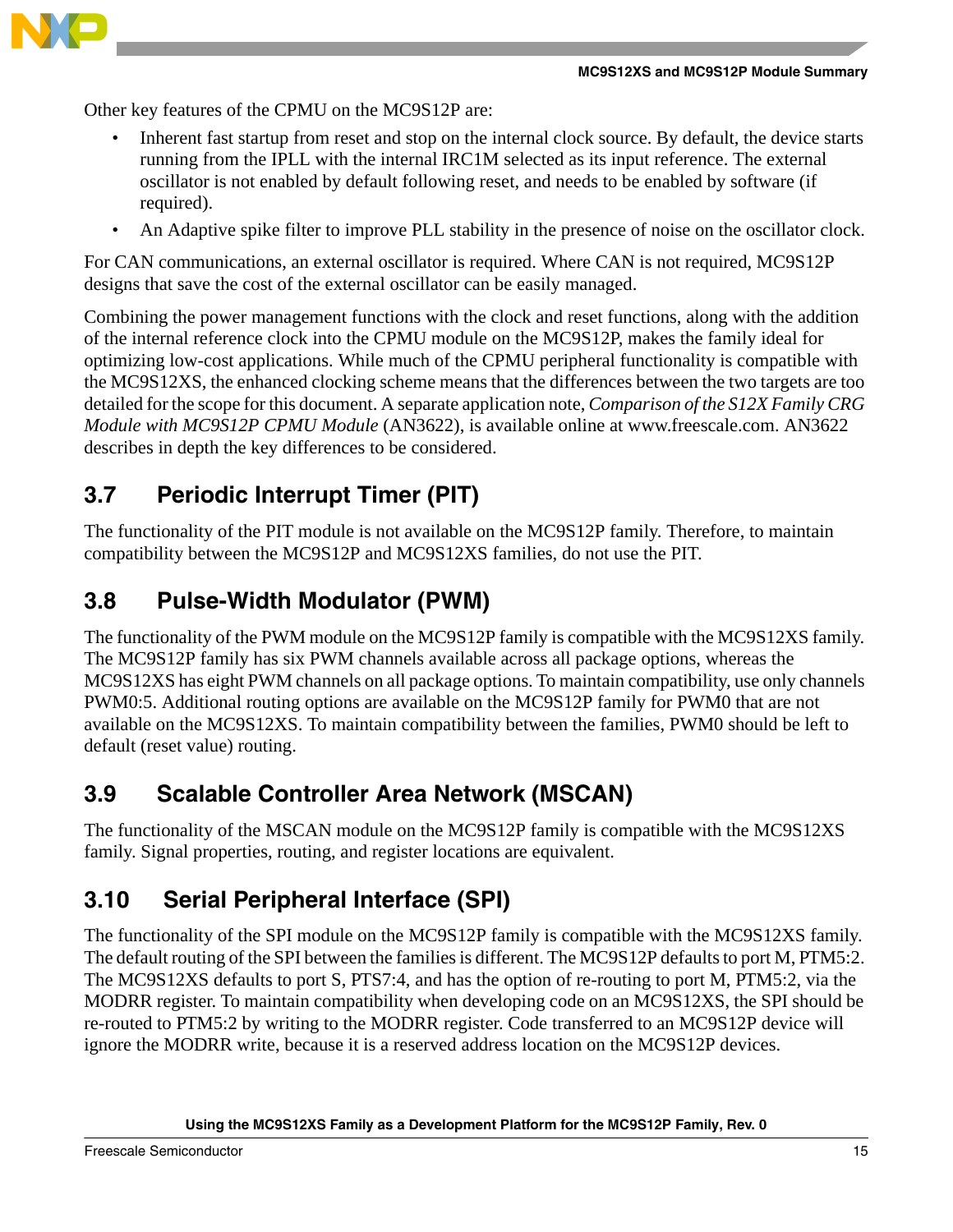Other key features of the CPMU on the MC9S12P are:

- Inherent fast startup from reset and stop on the internal clock source. By default, the device starts running from the IPLL with the internal IRC1M selected as its input reference. The external oscillator is not enabled by default following reset, and needs to be enabled by software (if required).
- An Adaptive spike filter to improve PLL stability in the presence of noise on the oscillator clock.

For CAN communications, an external oscillator is required. Where CAN is not required, MC9S12P designs that save the cost of the external oscillator can be easily managed.

Combining the power management functions with the clock and reset functions, along with the addition of the internal reference clock into the CPMU module on the MC9S12P, makes the family ideal for optimizing low-cost applications. While much of the CPMU peripheral functionality is compatible with the MC9S12XS, the enhanced clocking scheme means that the differences between the two targets are too detailed for the scope for this document. A separate application note, *Comparison of the S12X Family CRG Module with MC9S12P CPMU Module* (AN3622), is available online at www.freescale.com. AN3622 describes in depth the key differences to be considered.

## 3.7 Periodic Interrupt Timer (PIT)

The functionality of the PIT module is not available on the MC9S12P family. Therefore, to maintain compatibility between the MC9S12P and MC9S12XS families, do not use the PIT.

## 3.8 Pulse-Width Modulator (PWM)

The functionality of the PWM module on the MC9S12P family is compatible with the MC9S12XS family. The MC9S12P family has six PWM channels available across all package options, whereas the MC9S12XS has eight PWM channels on all package options. To maintain compatibility, use only channels PWM0:5. Additional routing options are available on the MC9S12P family for PWM0 that are not available on the MC9S12XS. To maintain compatibility between the families, PWM0 should be left to default (reset value) routing.

## 3.9 Scalable Controller Area Network (MSCAN)

The functionality of the MSCAN module on the MC9S12P family is compatible with the MC9S12XS family. Signal properties, routing, and register locations are equivalent.

## 3.10 Serial Peripheral Interface (SPI)

The functionality of the SPI module on the MC9S12P family is compatible with the MC9S12XS family. The default routing of the SPI between the families is different. The MC9S12P defaults to port M, PTM5:2. The MC9S12XS defaults to port S, PTS7:4, and has the option of re-routing to port M, PTM5:2, via the MODRR register. To maintain compatibility when developing code on an MC9S12XS, the SPI should be re-routed to PTM5:2 by writing to the MODRR register. Code transferred to an MC9S12P device will ignore the MODRR write, because it is a reserved address location on the MC9S12P devices.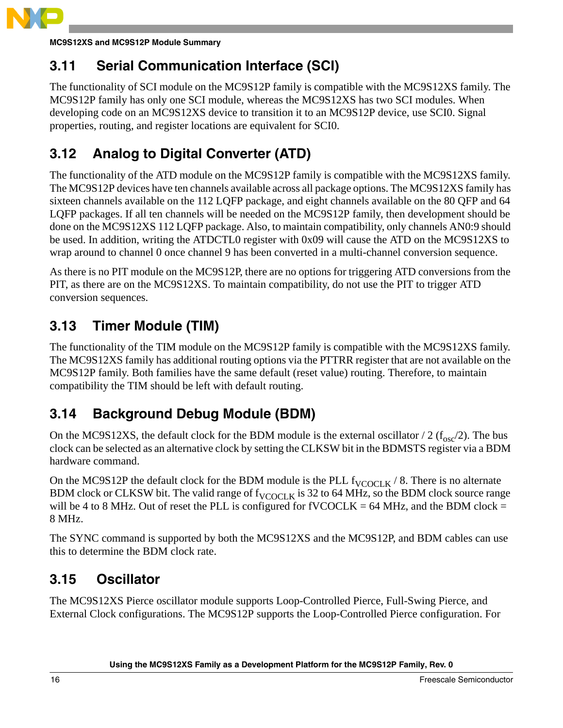## 3.11 Serial Communication Interface (SCI)

The functionality of SCI module on the MC9S12P family is compatible with the MC9S12XS family. The MC9S12P family has only one SCI module, whereas the MC9S12XS has two SCI modules. When developing code on an MC9S12XS device to transition it to an MC9S12P device, use SCI0. Signal properties, routing, and register locations are equivalent for SCI0.

## 3.12 Analog to Digital Converter (ATD)

The functionality of the ATD module on the MC9S12P family is compatible with the MC9S12XS family. The MC9S12P devices have ten channels available across all package options. The MC9S12XS family has sixteen channels available on the 112 LQFP package, and eight channels available on the 80 QFP and 64 LQFP packages. If all ten channels will be needed on the MC9S12P family, then development should be done on the MC9S12XS 112 LQFP package. Also, to maintain compatibility, only channels AN0:9 should be used. In addition, writing the ATDCTL0 register with 0x09 will cause the ATD on the MC9S12XS to wrap around to channel 0 once channel 9 has been converted in a multi-channel conversion sequence.

As there is no PIT module on the MC9S12P, there are no options for triggering ATD conversions from the PIT, as there are on the MC9S12XS. To maintain compatibility, do not use the PIT to trigger ATD conversion sequences.

## 3.13 Timer Module (TIM)

The functionality of the TIM module on the MC9S12P family is compatible with the MC9S12XS family. The MC9S12XS family has additional routing options via the PTTRR register that are not available on the MC9S12P family. Both families have the same default (reset value) routing. Therefore, to maintain compatibility the TIM should be left with default routing.

## 3.14 Background Debug Module (BDM)

On the MC9S12XS, the default clock for the BDM module is the external oscillator / 2 ($f_{osc}/2$). The bus clock can be selected as an alternative clock by setting the CLKSW bit in the BDMSTS register via a BDM hardware command.

On the MC9S12P the default clock for the BDM module is the PLL $f_{VCOCLK}$ / 8. There is no alternate BDM clock or CLKSW bit. The valid range of $f_{VCOCLK}$ is 32 to 64 MHz, so the BDM clock source range will be 4 to 8 MHz. Out of reset the PLL is configured for fVCOCLK = 64 MHz, and the BDM clock = 8 MHz.

The SYNC command is supported by both the MC9S12XS and the MC9S12P, and BDM cables can use this to determine the BDM clock rate.

## 3.15 Oscillator

The MC9S12XS Pierce oscillator module supports Loop-Controlled Pierce, Full-Swing Pierce, and External Clock configurations. The MC9S12P supports the Loop-Controlled Pierce configuration. For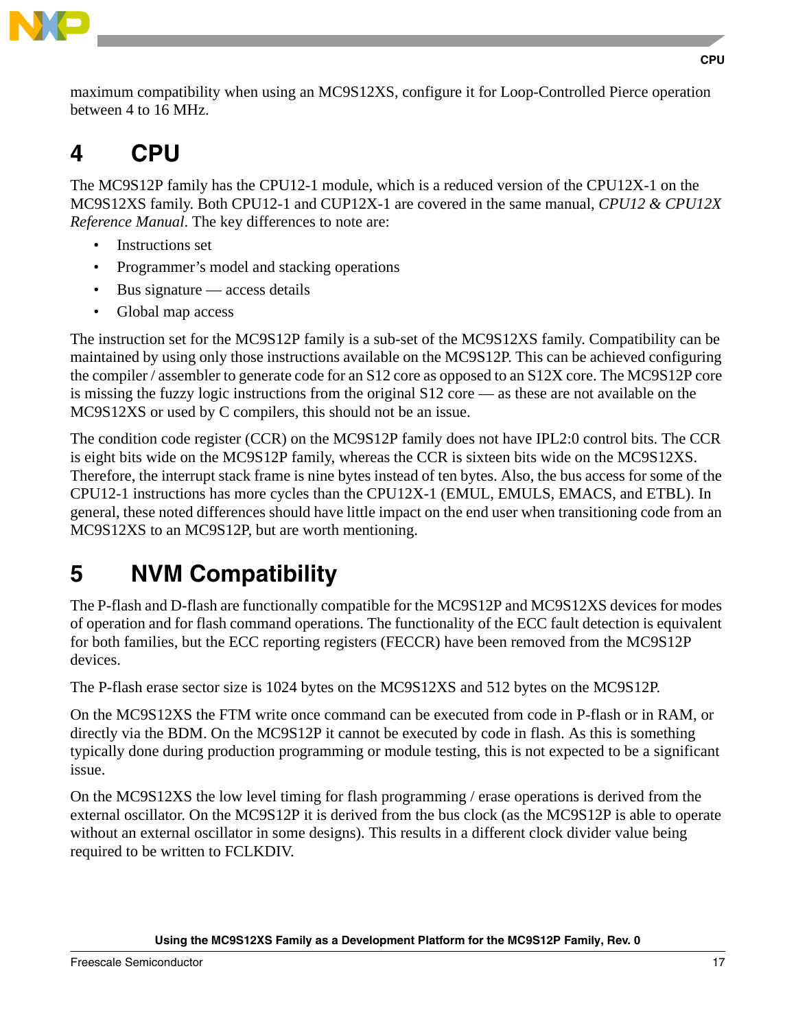maximum compatibility when using an MC9S12XS, configure it for Loop-Controlled Pierce operation between 4 to 16 MHz.

# 4 CPU

The MC9S12P family has the CPU12-1 module, which is a reduced version of the CPU12X-1 on the MC9S12XS family. Both CPU12-1 and CUP12X-1 are covered in the same manual, *CPU12 & CPU12X Reference Manual*. The key differences to note are:

- Instructions set
- Programmer's model and stacking operations
- Bus signature — access details
- Global map access

The instruction set for the MC9S12P family is a sub-set of the MC9S12XS family. Compatibility can be maintained by using only those instructions available on the MC9S12P. This can be achieved configuring the compiler / assembler to generate code for an S12 core as opposed to an S12X core. The MC9S12P core is missing the fuzzy logic instructions from the original S12 core — as these are not available on the MC9S12XS or used by C compilers, this should not be an issue.

The condition code register (CCR) on the MC9S12P family does not have IPL2:0 control bits. The CCR is eight bits wide on the MC9S12P family, whereas the CCR is sixteen bits wide on the MC9S12XS. Therefore, the interrupt stack frame is nine bytes instead of ten bytes. Also, the bus access for some of the CPU12-1 instructions has more cycles than the CPU12X-1 (EMUL, EMULS, EMACS, and ETBL). In general, these noted differences should have little impact on the end user when transitioning code from an MC9S12XS to an MC9S12P, but are worth mentioning.

# 5 NVM Compatibility

The P-flash and D-flash are functionally compatible for the MC9S12P and MC9S12XS devices for modes of operation and for flash command operations. The functionality of the ECC fault detection is equivalent for both families, but the ECC reporting registers (FECCR) have been removed from the MC9S12P devices.

The P-flash erase sector size is 1024 bytes on the MC9S12XS and 512 bytes on the MC9S12P.

On the MC9S12XS the FTM write once command can be executed from code in P-flash or in RAM, or directly via the BDM. On the MC9S12P it cannot be executed by code in flash. As this is something typically done during production programming or module testing, this is not expected to be a significant issue.

On the MC9S12XS the low level timing for flash programming / erase operations is derived from the external oscillator. On the MC9S12P it is derived from the bus clock (as the MC9S12P is able to operate without an external oscillator in some designs). This results in a different clock divider value being required to be written to FCLKDIV.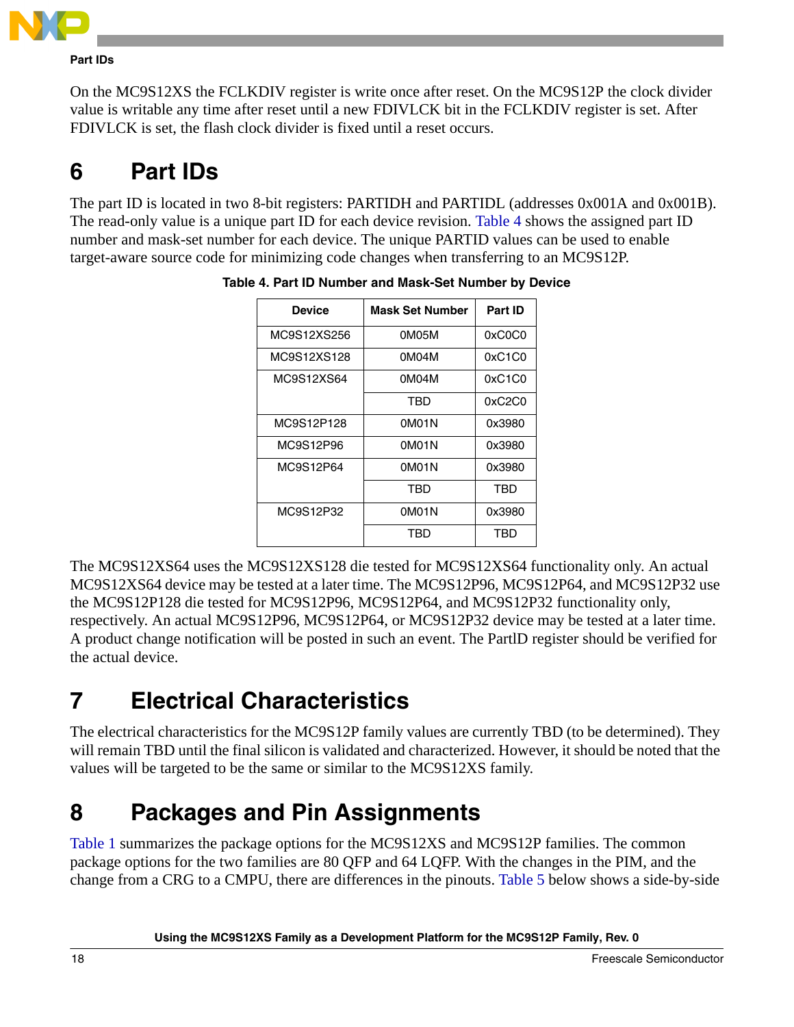On the MC9S12XS the FCLKDIV register is write once after reset. On the MC9S12P the clock divider value is writable any time after reset until a new FDIVLCK bit in the FCLKDIV register is set. After FDIVLCK is set, the flash clock divider is fixed until a reset occurs.

# 6 Part IDs

The part ID is located in two 8-bit registers: PARTIDH and PARTIDL (addresses 0x001A and 0x001B). The read-only value is a unique part ID for each device revision. Table 4 shows the assigned part ID number and mask-set number for each device. The unique PARTID values can be used to enable target-aware source code for minimizing code changes when transferring to an MC9S12P.

**Table 4. Part ID Number and Mask-Set Number by Device**

| Device | Mask Set Number | Part ID |
|---|---|---|
| MC9S12XS256 | 0M05M | 0xC0C0 |
| MC9S12XS128 | 0M04M | 0xC1C0 |
| MC9S12XS64 | 0M04M | 0xC1C0 |
| | TBD | 0xC2C0 |
| MC9S12P128 | 0M01N | 0x3980 |
| MC9S12P96 | 0M01N | 0x3980 |
| MC9S12P64 | 0M01N | 0x3980 |
| | TBD | TBD |
| MC9S12P32 | 0M01N | 0x3980 |
| | TBD | TBD |

The MC9S12XS64 uses the MC9S12XS128 die tested for MC9S12XS64 functionality only. An actual MC9S12XS64 device may be tested at a later time. The MC9S12P96, MC9S12P64, and MC9S12P32 use the MC9S12P128 die tested for MC9S12P96, MC9S12P64, and MC9S12P32 functionality only, respectively. An actual MC9S12P96, MC9S12P64, or MC9S12P32 device may be tested at a later time. A product change notification will be posted in such an event. The PartID register should be verified for the actual device.

# 7 Electrical Characteristics

The electrical characteristics for the MC9S12P family values are currently TBD (to be determined). They will remain TBD until the final silicon is validated and characterized. However, it should be noted that the values will be targeted to be the same or similar to the MC9S12XS family.

# 8 Packages and Pin Assignments

Table 1 summarizes the package options for the MC9S12XS and MC9S12P families. The common package options for the two families are 80 QFP and 64 LQFP. With the changes in the PIM, and the change from a CRG to a CMPU, there are differences in the pinouts. Table 5 below shows a side-by-side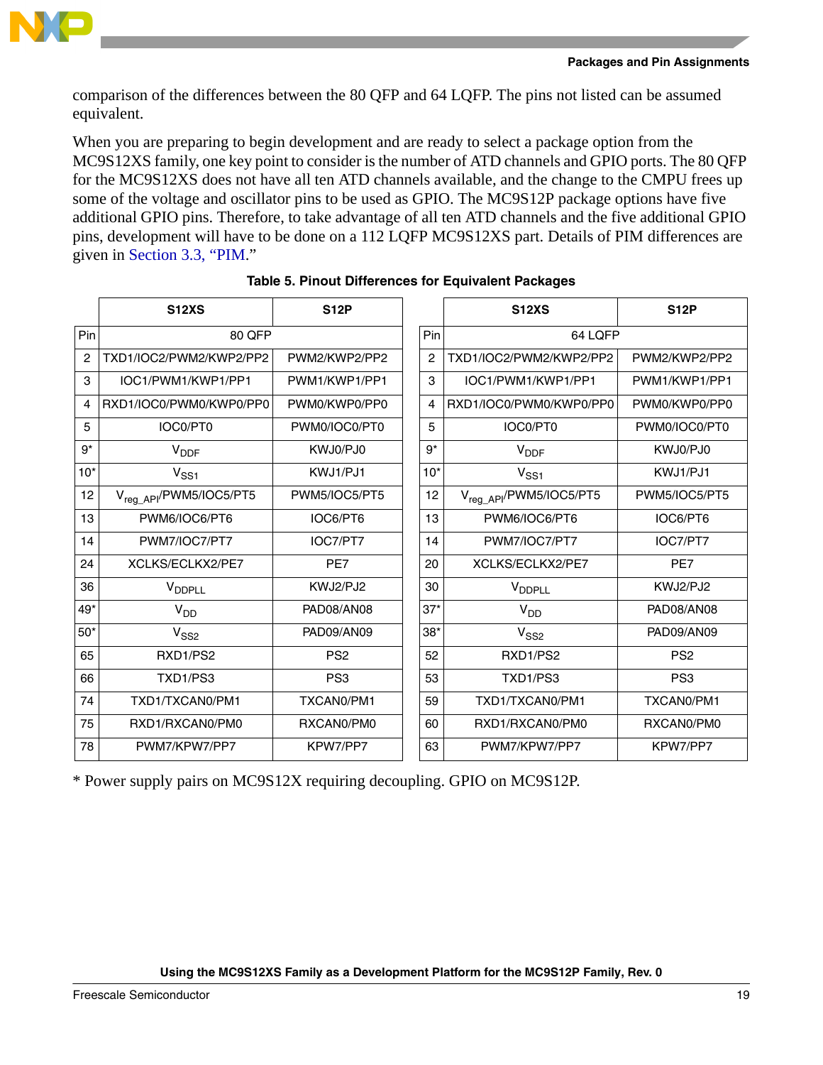comparison of the differences between the 80 QFP and 64 LQFP. The pins not listed can be assumed equivalent.

When you are preparing to begin development and are ready to select a package option from the MC9S12XS family, one key point to consider is the number of ATD channels and GPIO ports. The 80 QFP for the MC9S12XS does not have all ten ATD channels available, and the change to the CMPU frees up some of the voltage and oscillator pins to be used as GPIO. The MC9S12P package options have five additional GPIO pins. Therefore, to take advantage of all ten ATD channels and the five additional GPIO pins, development will have to be done on a 112 LQFP MC9S12XS part. Details of PIM differences are given in Section 3.3, "PIM."

**Table 5. Pinout Differences for Equivalent Packages**

| | S12XS | S12P | | S12XS | S12P |
|---|---|---|---|---|---|
| Pin | 80 QFP | | Pin | 64 LQFP | |
| 2 | TXD1/IOC2/PWM2/KWP2/PP2 | PWM2/KWP2/PP2 | 2 | TXD1/IOC2/PWM2/KWP2/PP2 | PWM2/KWP2/PP2 |
| 3 | IOC1/PWM1/KWP1/PP1 | PWM1/KWP1/PP1 | 3 | IOC1/PWM1/KWP1/PP1 | PWM1/KWP1/PP1 |
| 4 | RXD1/IOC0/PWM0/KWP0/PP0 | PWM0/KWP0/PP0 | 4 | RXD1/IOC0/PWM0/KWP0/PP0 | PWM0/KWP0/PP0 |
| 5 | IOC0/PT0 | PWM0/IOC0/PT0 | 5 | IOC0/PT0 | PWM0/IOC0/PT0 |
| 9* | $V_{DDF}$ | KWJ0/PJ0 | 9* | $V_{DDF}$ | KWJ0/PJ0 |
| 10* | $V_{SS1}$ | KWJ1/PJ1 | 10* | $V_{SS1}$ | KWJ1/PJ1 |
| 12 | $V_{reg\_API}$/PWM5/IOC5/PT5 | PWM5/IOC5/PT5 | 12 | $V_{reg\_API}$/PWM5/IOC5/PT5 | PWM5/IOC5/PT5 |
| 13 | PWM6/IOC6/PT6 | IOC6/PT6 | 13 | PWM6/IOC6/PT6 | IOC6/PT6 |
| 14 | PWM7/IOC7/PT7 | IOC7/PT7 | 14 | PWM7/IOC7/PT7 | IOC7/PT7 |
| 24 | XCLKS/ECLKX2/PE7 | PE7 | 20 | XCLKS/ECLKX2/PE7 | PE7 |
| 36 | $V_{DDPLL}$ | KWJ2/PJ2 | 30 | $V_{DDPLL}$ | KWJ2/PJ2 |
| 49* | $V_{DD}$ | PAD08/AN08 | 37* | $V_{DD}$ | PAD08/AN08 |
| 50* | $V_{SS2}$ | PAD09/AN09 | 38* | $V_{SS2}$ | PAD09/AN09 |
| 65 | RXD1/PS2 | PS2 | 52 | RXD1/PS2 | PS2 |
| 66 | TXD1/PS3 | PS3 | 53 | TXD1/PS3 | PS3 |
| 74 | TXD1/TXCAN0/PM1 | TXCAN0/PM1 | 59 | TXD1/TXCAN0/PM1 | TXCAN0/PM1 |
| 75 | RXD1/RXCAN0/PM0 | RXCAN0/PM0 | 60 | RXD1/RXCAN0/PM0 | RXCAN0/PM0 |
| 78 | PWM7/KPW7/PP7 | KPW7/PP7 | 63 | PWM7/KPW7/PP7 | KPW7/PP7 |

* Power supply pairs on MC9S12X requiring decoupling. GPIO on MC9S12P.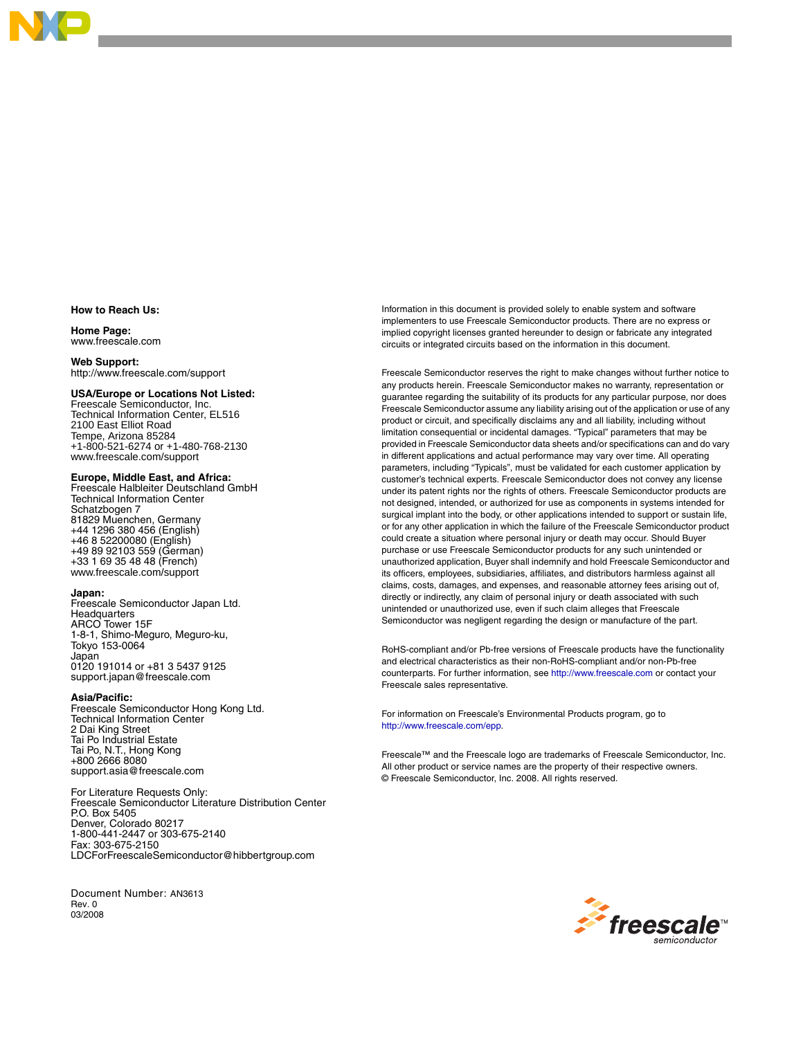**How to Reach Us:**

**Home Page:**
www.freescale.com

**Web Support:**
http://www.freescale.com/support

**USA/Europe or Locations Not Listed:**
Freescale Semiconductor, Inc.
Technical Information Center, EL516
2100 East Elliot Road
Tempe, Arizona 85284
+1-800-521-6274 or +1-480-768-2130
www.freescale.com/support

**Europe, Middle East, and Africa:**
Freescale Halbleiter Deutschland GmbH
Technical Information Center
Schatzbogen 7
81829 Muenchen, Germany
+44 1296 380 456 (English)
+46 8 52200080 (English)
+49 89 92103 559 (German)
+33 1 69 35 48 48 (French)
www.freescale.com/support

**Japan:**
Freescale Semiconductor Japan Ltd.
Headquarters
ARCO Tower 15F
1-8-1, Shimo-Meguro, Meguro-ku,
Tokyo 153-0064
Japan
0120 191014 or +81 3 5437 9125
support.japan@freescale.com

**Asia/Pacific:**
Freescale Semiconductor Hong Kong Ltd.
Technical Information Center
2 Dai King Street
Tai Po Industrial Estate
Tai Po, N.T., Hong Kong
+800 2666 8080
support.asia@freescale.com

For Literature Requests Only:
Freescale Semiconductor Literature Distribution Center
P.O. Box 5405
Denver, Colorado 80217
1-800-441-2447 or 303-675-2140
Fax: 303-675-2150
LDCForFreescaleSemiconductor@hibbertgroup.com

Information in this document is provided solely to enable system and software implementers to use Freescale Semiconductor products. There are no express or implied copyright licenses granted hereunder to design or fabricate any integrated circuits or integrated circuits based on the information in this document.

Freescale Semiconductor reserves the right to make changes without further notice to any products herein. Freescale Semiconductor makes no warranty, representation or guarantee regarding the suitability of its products for any particular purpose, nor does Freescale Semiconductor assume any liability arising out of the application or use of any product or circuit, and specifically disclaims any and all liability, including without limitation consequential or incidental damages. "Typical" parameters that may be provided in Freescale Semiconductor data sheets and/or specifications can and do vary in different applications and actual performance may vary over time. All operating parameters, including "Typicals", must be validated for each customer application by customer's technical experts. Freescale Semiconductor does not convey any license under its patent rights nor the rights of others. Freescale Semiconductor products are not designed, intended, or authorized for use as components in systems intended for surgical implant into the body, or other applications intended to support or sustain life, or for any other application in which the failure of the Freescale Semiconductor product could create a situation where personal injury or death may occur. Should Buyer purchase or use Freescale Semiconductor products for any such unintended or unauthorized application, Buyer shall indemnify and hold Freescale Semiconductor and its officers, employees, subsidiaries, affiliates, and distributors harmless against all claims, costs, damages, and expenses, and reasonable attorney fees arising out of, directly or indirectly, any claim of personal injury or death associated with such unintended or unauthorized use, even if such claim alleges that Freescale Semiconductor was negligent regarding the design or manufacture of the part.

RoHS-compliant and/or Pb-free versions of Freescale products have the functionality and electrical characteristics as their non-RoHS-compliant and/or non-Pb-free counterparts. For further information, see http://www.freescale.com or contact your Freescale sales representative.

For information on Freescale's Environmental Products program, go to http://www.freescale.com/epp.

Freescale™ and the Freescale logo are trademarks of Freescale Semiconductor, Inc. All other product or service names are the property of their respective owners.
© Freescale Semiconductor, Inc. 2008. All rights reserved.

Document Number: AN3613
Rev. 0
03/2008